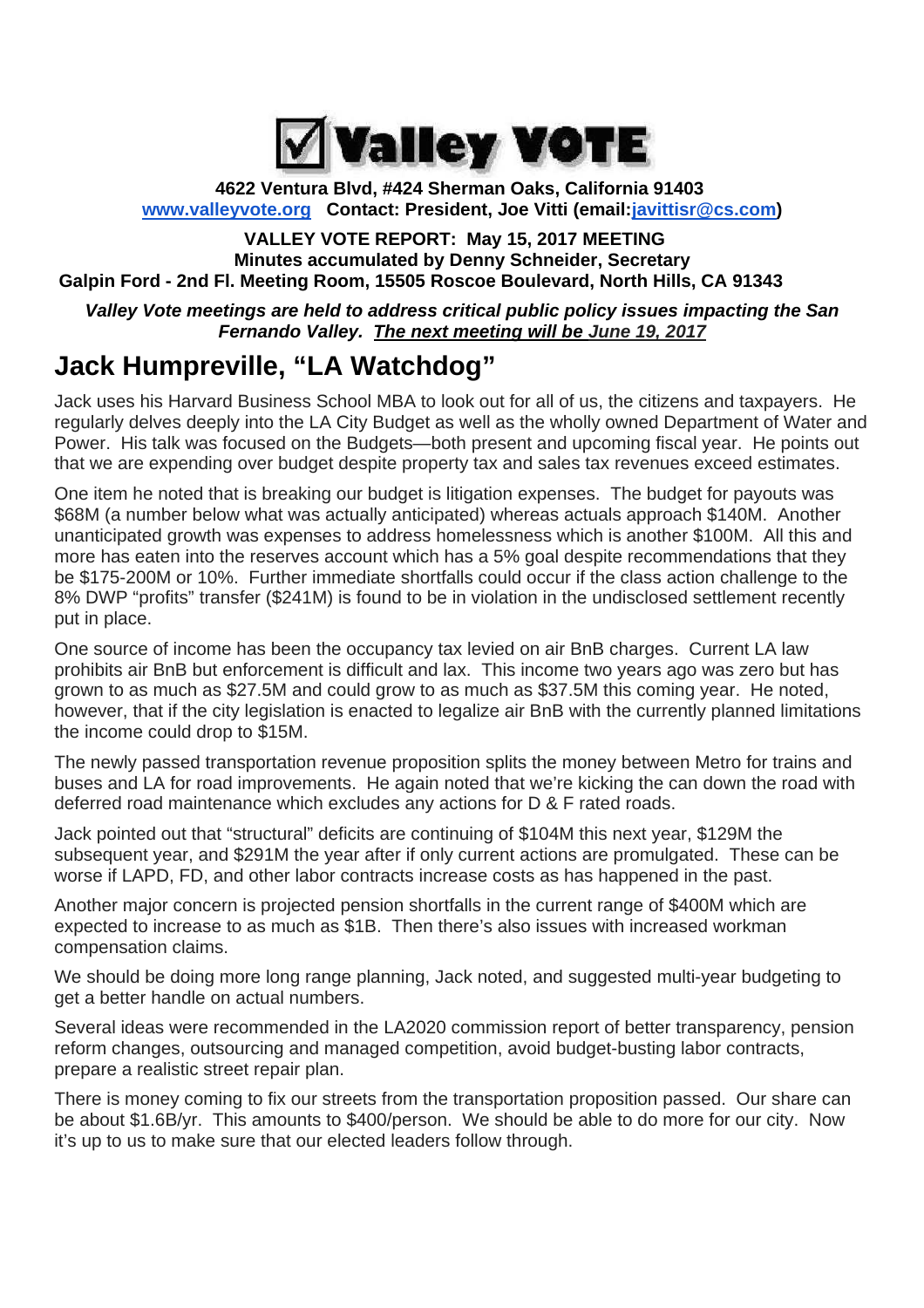# ☑ Valley VOTE

**4622 Ventura Blvd, #424 Sherman Oaks, California 91403**
**www.valleyvote.org Contact: President, Joe Vitti (email:javittisr@cs.com)**

**VALLEY VOTE REPORT: May 15, 2017 MEETING**
**Minutes accumulated by Denny Schneider, Secretary**
**Galpin Ford - 2nd Fl. Meeting Room, 15505 Roscoe Boulevard, North Hills, CA 91343**

***Valley Vote meetings are held to address critical public policy issues impacting the San Fernando Valley. The next meeting will be June 19, 2017***

## Jack Humpreville, "LA Watchdog"

Jack uses his Harvard Business School MBA to look out for all of us, the citizens and taxpayers. He regularly delves deeply into the LA City Budget as well as the wholly owned Department of Water and Power. His talk was focused on the Budgets—both present and upcoming fiscal year. He points out that we are expending over budget despite property tax and sales tax revenues exceed estimates.

One item he noted that is breaking our budget is litigation expenses. The budget for payouts was $68M (a number below what was actually anticipated) whereas actuals approach $140M. Another unanticipated growth was expenses to address homelessness which is another $100M. All this and more has eaten into the reserves account which has a 5% goal despite recommendations that they be $175-200M or 10%. Further immediate shortfalls could occur if the class action challenge to the 8% DWP "profits" transfer ($241M) is found to be in violation in the undisclosed settlement recently put in place.

One source of income has been the occupancy tax levied on air BnB charges. Current LA law prohibits air BnB but enforcement is difficult and lax. This income two years ago was zero but has grown to as much as $27.5M and could grow to as much as $37.5M this coming year. He noted, however, that if the city legislation is enacted to legalize air BnB with the currently planned limitations the income could drop to $15M.

The newly passed transportation revenue proposition splits the money between Metro for trains and buses and LA for road improvements. He again noted that we're kicking the can down the road with deferred road maintenance which excludes any actions for D & F rated roads.

Jack pointed out that "structural" deficits are continuing of $104M this next year, $129M the subsequent year, and $291M the year after if only current actions are promulgated. These can be worse if LAPD, FD, and other labor contracts increase costs as has happened in the past.

Another major concern is projected pension shortfalls in the current range of $400M which are expected to increase to as much as $1B. Then there's also issues with increased workman compensation claims.

We should be doing more long range planning, Jack noted, and suggested multi-year budgeting to get a better handle on actual numbers.

Several ideas were recommended in the LA2020 commission report of better transparency, pension reform changes, outsourcing and managed competition, avoid budget-busting labor contracts, prepare a realistic street repair plan.

There is money coming to fix our streets from the transportation proposition passed. Our share can be about $1.6B/yr. This amounts to $400/person. We should be able to do more for our city. Now it's up to us to make sure that our elected leaders follow through.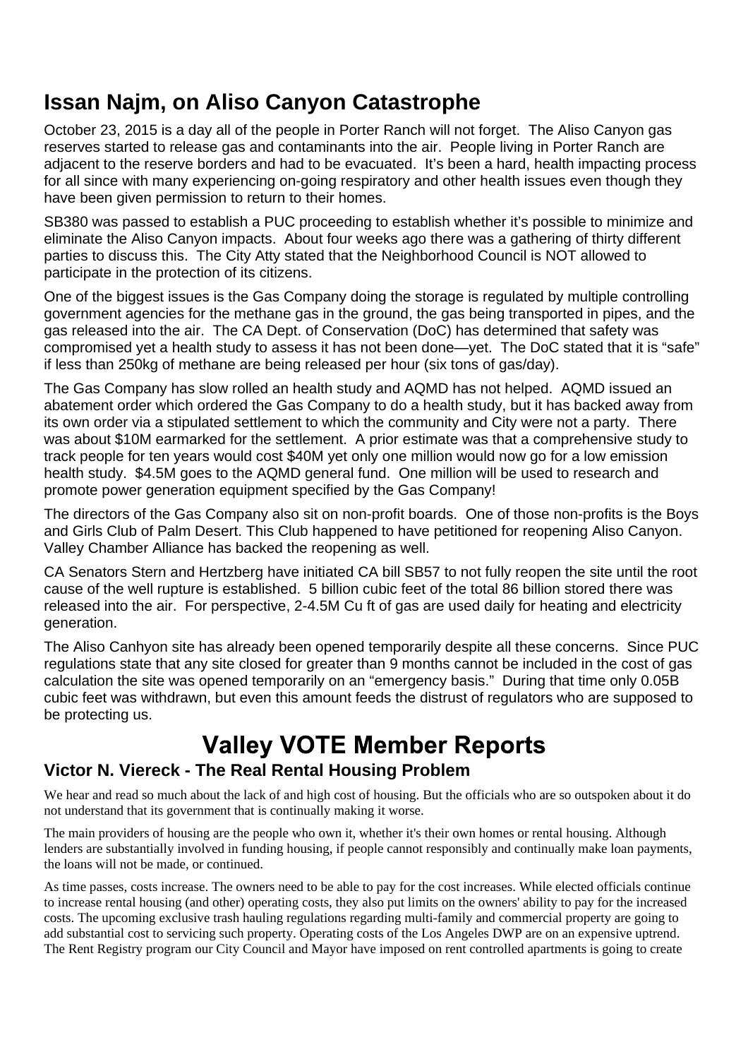## Issan Najm, on Aliso Canyon Catastrophe

October 23, 2015 is a day all of the people in Porter Ranch will not forget. The Aliso Canyon gas reserves started to release gas and contaminants into the air. People living in Porter Ranch are adjacent to the reserve borders and had to be evacuated. It's been a hard, health impacting process for all since with many experiencing on-going respiratory and other health issues even though they have been given permission to return to their homes.

SB380 was passed to establish a PUC proceeding to establish whether it's possible to minimize and eliminate the Aliso Canyon impacts. About four weeks ago there was a gathering of thirty different parties to discuss this. The City Atty stated that the Neighborhood Council is NOT allowed to participate in the protection of its citizens.

One of the biggest issues is the Gas Company doing the storage is regulated by multiple controlling government agencies for the methane gas in the ground, the gas being transported in pipes, and the gas released into the air. The CA Dept. of Conservation (DoC) has determined that safety was compromised yet a health study to assess it has not been done—yet. The DoC stated that it is "safe" if less than 250kg of methane are being released per hour (six tons of gas/day).

The Gas Company has slow rolled an health study and AQMD has not helped. AQMD issued an abatement order which ordered the Gas Company to do a health study, but it has backed away from its own order via a stipulated settlement to which the community and City were not a party. There was about $10M earmarked for the settlement. A prior estimate was that a comprehensive study to track people for ten years would cost $40M yet only one million would now go for a low emission health study. $4.5M goes to the AQMD general fund. One million will be used to research and promote power generation equipment specified by the Gas Company!

The directors of the Gas Company also sit on non-profit boards. One of those non-profits is the Boys and Girls Club of Palm Desert. This Club happened to have petitioned for reopening Aliso Canyon. Valley Chamber Alliance has backed the reopening as well.

CA Senators Stern and Hertzberg have initiated CA bill SB57 to not fully reopen the site until the root cause of the well rupture is established. 5 billion cubic feet of the total 86 billion stored there was released into the air. For perspective, 2-4.5M Cu ft of gas are used daily for heating and electricity generation.

The Aliso Canhyon site has already been opened temporarily despite all these concerns. Since PUC regulations state that any site closed for greater than 9 months cannot be included in the cost of gas calculation the site was opened temporarily on an "emergency basis." During that time only 0.05B cubic feet was withdrawn, but even this amount feeds the distrust of regulators who are supposed to be protecting us.

# Valley VOTE Member Reports

### Victor N. Viereck - The Real Rental Housing Problem

We hear and read so much about the lack of and high cost of housing. But the officials who are so outspoken about it do not understand that its government that is continually making it worse.

The main providers of housing are the people who own it, whether it's their own homes or rental housing. Although lenders are substantially involved in funding housing, if people cannot responsibly and continually make loan payments, the loans will not be made, or continued.

As time passes, costs increase. The owners need to be able to pay for the cost increases. While elected officials continue to increase rental housing (and other) operating costs, they also put limits on the owners' ability to pay for the increased costs. The upcoming exclusive trash hauling regulations regarding multi-family and commercial property are going to add substantial cost to servicing such property. Operating costs of the Los Angeles DWP are on an expensive uptrend. The Rent Registry program our City Council and Mayor have imposed on rent controlled apartments is going to create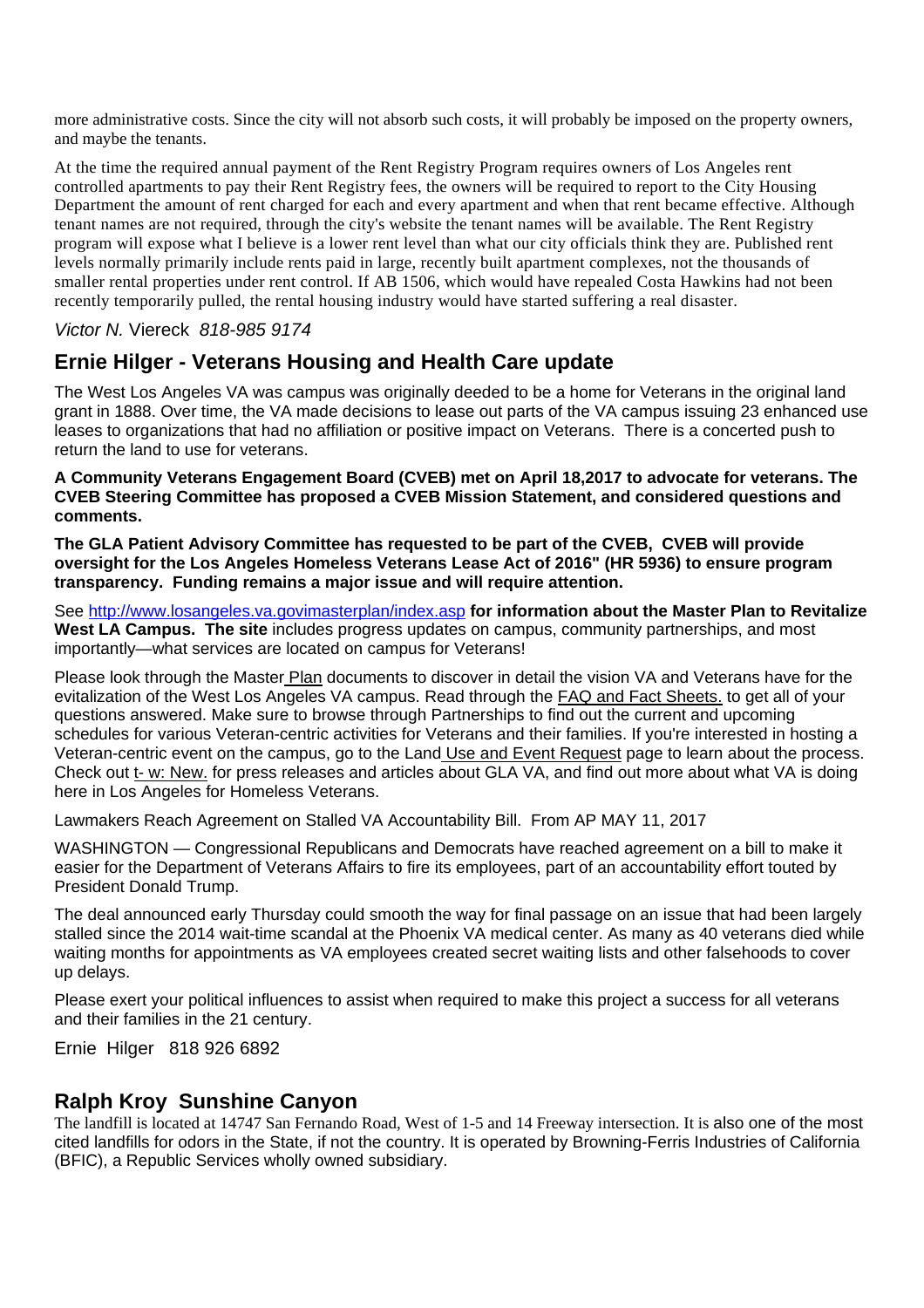more administrative costs. Since the city will not absorb such costs, it will probably be imposed on the property owners, and maybe the tenants.

At the time the required annual payment of the Rent Registry Program requires owners of Los Angeles rent controlled apartments to pay their Rent Registry fees, the owners will be required to report to the City Housing Department the amount of rent charged for each and every apartment and when that rent became effective. Although tenant names are not required, through the city's website the tenant names will be available. The Rent Registry program will expose what I believe is a lower rent level than what our city officials think they are. Published rent levels normally primarily include rents paid in large, recently built apartment complexes, not the thousands of smaller rental properties under rent control. If AB 1506, which would have repealed Costa Hawkins had not been recently temporarily pulled, the rental housing industry would have started suffering a real disaster.

*Victor N.* Viereck *818-985 9174*

## Ernie Hilger - Veterans Housing and Health Care update

The West Los Angeles VA was campus was originally deeded to be a home for Veterans in the original land grant in 1888. Over time, the VA made decisions to lease out parts of the VA campus issuing 23 enhanced use leases to organizations that had no affiliation or positive impact on Veterans. There is a concerted push to return the land to use for veterans.

**A Community Veterans Engagement Board (CVEB) met on April 18,2017 to advocate for veterans. The CVEB Steering Committee has proposed a CVEB Mission Statement, and considered questions and comments.**

**The GLA Patient Advisory Committee has requested to be part of the CVEB, CVEB will provide oversight for the Los Angeles Homeless Veterans Lease Act of 2016" (HR 5936) to ensure program transparency. Funding remains a major issue and will require attention.**

See http://www.losangeles.va.govimasterplan/index.asp **for information about the Master Plan to Revitalize West LA Campus. The site** includes progress updates on campus, community partnerships, and most importantly—what services are located on campus for Veterans!

Please look through the Master Plan documents to discover in detail the vision VA and Veterans have for the evitalization of the West Los Angeles VA campus. Read through the FAQ and Fact Sheets. to get all of your questions answered. Make sure to browse through Partnerships to find out the current and upcoming schedules for various Veteran-centric activities for Veterans and their families. If you're interested in hosting a Veteran-centric event on the campus, go to the Land Use and Event Request page to learn about the process. Check out t- w: New. for press releases and articles about GLA VA, and find out more about what VA is doing here in Los Angeles for Homeless Veterans.

Lawmakers Reach Agreement on Stalled VA Accountability Bill. From AP MAY 11, 2017

WASHINGTON — Congressional Republicans and Democrats have reached agreement on a bill to make it easier for the Department of Veterans Affairs to fire its employees, part of an accountability effort touted by President Donald Trump.

The deal announced early Thursday could smooth the way for final passage on an issue that had been largely stalled since the 2014 wait-time scandal at the Phoenix VA medical center. As many as 40 veterans died while waiting months for appointments as VA employees created secret waiting lists and other falsehoods to cover up delays.

Please exert your political influences to assist when required to make this project a success for all veterans and their families in the 21 century.

Ernie Hilger 818 926 6892

## Ralph Kroy Sunshine Canyon

The landfill is located at 14747 San Fernando Road, West of 1-5 and 14 Freeway intersection. It is also one of the most cited landfills for odors in the State, if not the country. It is operated by Browning-Ferris Industries of California (BFIC), a Republic Services wholly owned subsidiary.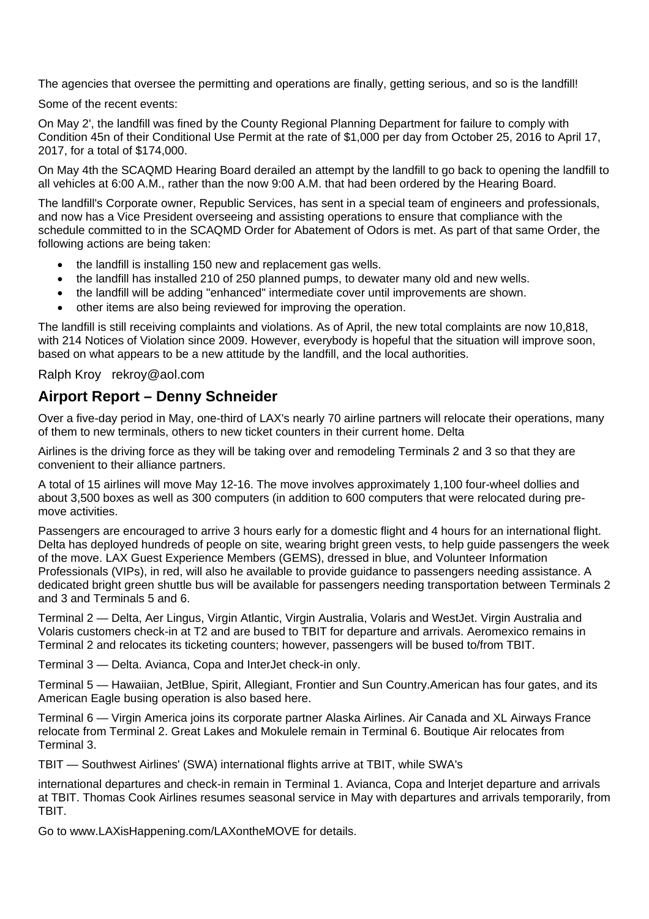The agencies that oversee the permitting and operations are finally, getting serious, and so is the landfill!

Some of the recent events:

On May 2', the landfill was fined by the County Regional Planning Department for failure to comply with Condition 45n of their Conditional Use Permit at the rate of $1,000 per day from October 25, 2016 to April 17, 2017, for a total of $174,000.

On May 4th the SCAQMD Hearing Board derailed an attempt by the landfill to go back to opening the landfill to all vehicles at 6:00 A.M., rather than the now 9:00 A.M. that had been ordered by the Hearing Board.

The landfill's Corporate owner, Republic Services, has sent in a special team of engineers and professionals, and now has a Vice President overseeing and assisting operations to ensure that compliance with the schedule committed to in the SCAQMD Order for Abatement of Odors is met. As part of that same Order, the following actions are being taken:

- the landfill is installing 150 new and replacement gas wells.
- the landfill has installed 210 of 250 planned pumps, to dewater many old and new wells.
- the landfill will be adding "enhanced" intermediate cover until improvements are shown.
- other items are also being reviewed for improving the operation.

The landfill is still receiving complaints and violations. As of April, the new total complaints are now 10,818, with 214 Notices of Violation since 2009. However, everybody is hopeful that the situation will improve soon, based on what appears to be a new attitude by the landfill, and the local authorities.

Ralph Kroy rekroy@aol.com

## Airport Report – Denny Schneider

Over a five-day period in May, one-third of LAX's nearly 70 airline partners will relocate their operations, many of them to new terminals, others to new ticket counters in their current home. Delta

Airlines is the driving force as they will be taking over and remodeling Terminals 2 and 3 so that they are convenient to their alliance partners.

A total of 15 airlines will move May 12-16. The move involves approximately 1,100 four-wheel dollies and about 3,500 boxes as well as 300 computers (in addition to 600 computers that were relocated during pre-move activities.

Passengers are encouraged to arrive 3 hours early for a domestic flight and 4 hours for an international flight. Delta has deployed hundreds of people on site, wearing bright green vests, to help guide passengers the week of the move. LAX Guest Experience Members (GEMS), dressed in blue, and Volunteer Information Professionals (VIPs), in red, will also he available to provide guidance to passengers needing assistance. A dedicated bright green shuttle bus will be available for passengers needing transportation between Terminals 2 and 3 and Terminals 5 and 6.

Terminal 2 — Delta, Aer Lingus, Virgin Atlantic, Virgin Australia, Volaris and WestJet. Virgin Australia and Volaris customers check-in at T2 and are bused to TBIT for departure and arrivals. Aeromexico remains in Terminal 2 and relocates its ticketing counters; however, passengers will be bused to/from TBIT.

Terminal 3 — Delta. Avianca, Copa and InterJet check-in only.

Terminal 5 — Hawaiian, JetBlue, Spirit, Allegiant, Frontier and Sun Country.American has four gates, and its American Eagle busing operation is also based here.

Terminal 6 — Virgin America joins its corporate partner Alaska Airlines. Air Canada and XL Airways France relocate from Terminal 2. Great Lakes and Mokulele remain in Terminal 6. Boutique Air relocates from Terminal 3.

TBIT — Southwest Airlines' (SWA) international flights arrive at TBIT, while SWA's

international departures and check-in remain in Terminal 1. Avianca, Copa and lnterjet departure and arrivals at TBIT. Thomas Cook Airlines resumes seasonal service in May with departures and arrivals temporarily, from TBIT.

Go to www.LAXisHappening.com/LAXontheMOVE for details.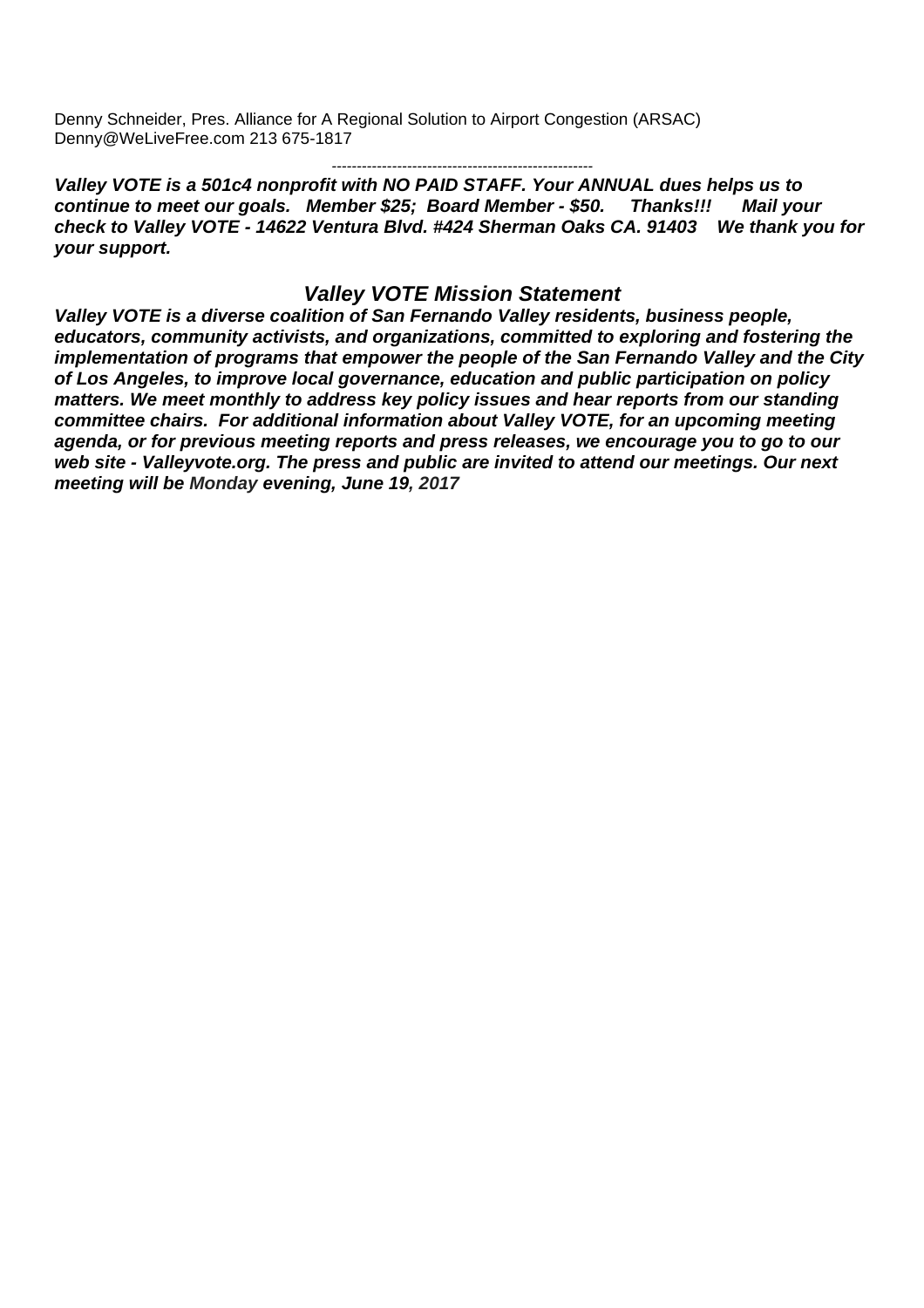Denny Schneider, Pres. Alliance for A Regional Solution to Airport Congestion (ARSAC)
Denny@WeLiveFree.com 213 675-1817

----------------------------------------------------

***Valley VOTE is a 501c4 nonprofit with NO PAID STAFF. Your ANNUAL dues helps us to continue to meet our goals. Member $25; Board Member - $50. Thanks!!! Mail your check to Valley VOTE - 14622 Ventura Blvd. #424 Sherman Oaks CA. 91403 We thank you for your support.***

## *Valley VOTE Mission Statement*

***Valley VOTE is a diverse coalition of San Fernando Valley residents, business people, educators, community activists, and organizations, committed to exploring and fostering the implementation of programs that empower the people of the San Fernando Valley and the City of Los Angeles, to improve local governance, education and public participation on policy matters. We meet monthly to address key policy issues and hear reports from our standing committee chairs. For additional information about Valley VOTE, for an upcoming meeting agenda, or for previous meeting reports and press releases, we encourage you to go to our web site - Valleyvote.org. The press and public are invited to attend our meetings. Our next meeting will be Monday evening, June 19, 2017***